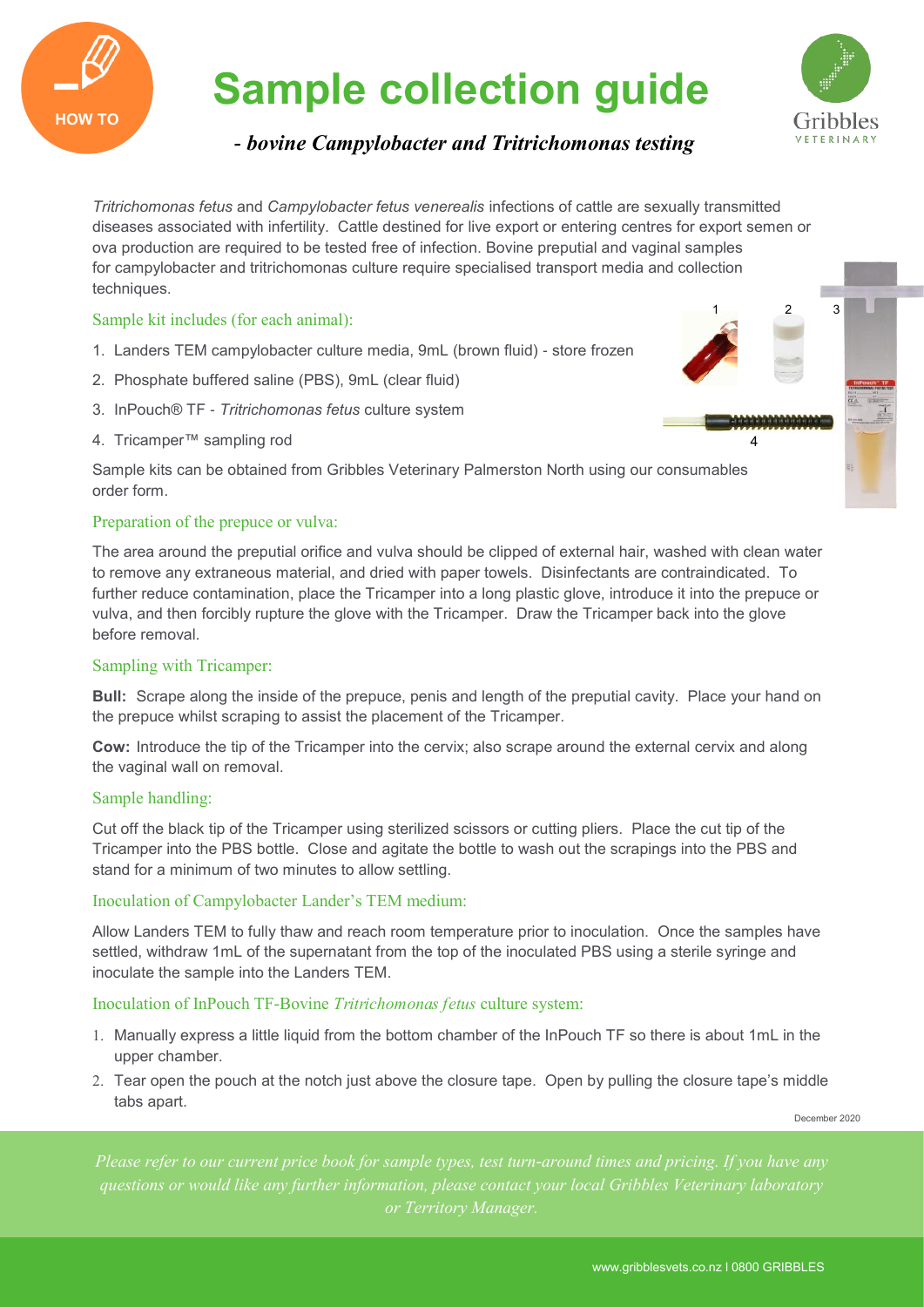# Sample collection guide

HOW TO

## *- bovine Campylobacter and Tritrichomonas testing*

*Tritrichomonas fetus* and *Campylobacter fetus venerealis* infections of cattle are sexually transmitted diseases associated with infertility. Cattle destined for live export or entering centres for export semen or ova production are required to be tested free of infection. Bovine preputial and vaginal samples for campylobacter and tritrichomonas culture require specialised transport media and collection techniques.

### Sample kit includes (for each animal):

1. Landers TEM campylobacter culture media, 9mL (brown fluid) - store frozen
2. Phosphate buffered saline (PBS), 9mL (clear fluid)
3. InPouch® TF - *Tritrichomonas fetus* culture system
4. Tricamper™ sampling rod

Sample kits can be obtained from Gribbles Veterinary Palmerston North using our consumables order form.

### Preparation of the prepuce or vulva:

The area around the preputial orifice and vulva should be clipped of external hair, washed with clean water to remove any extraneous material, and dried with paper towels. Disinfectants are contraindicated. To further reduce contamination, place the Tricamper into a long plastic glove, introduce it into the prepuce or vulva, and then forcibly rupture the glove with the Tricamper. Draw the Tricamper back into the glove before removal.

### Sampling with Tricamper:

**Bull:** Scrape along the inside of the prepuce, penis and length of the preputial cavity. Place your hand on the prepuce whilst scraping to assist the placement of the Tricamper.

**Cow:** Introduce the tip of the Tricamper into the cervix; also scrape around the external cervix and along the vaginal wall on removal.

### Sample handling:

Cut off the black tip of the Tricamper using sterilized scissors or cutting pliers. Place the cut tip of the Tricamper into the PBS bottle. Close and agitate the bottle to wash out the scrapings into the PBS and stand for a minimum of two minutes to allow settling.

### Inoculation of Campylobacter Lander's TEM medium:

Allow Landers TEM to fully thaw and reach room temperature prior to inoculation. Once the samples have settled, withdraw 1mL of the supernatant from the top of the inoculated PBS using a sterile syringe and inoculate the sample into the Landers TEM.

### Inoculation of InPouch TF-Bovine *Tritrichomonas fetus* culture system:

1. Manually express a little liquid from the bottom chamber of the InPouch TF so there is about 1mL in the upper chamber.
2. Tear open the pouch at the notch just above the closure tape. Open by pulling the closure tape's middle tabs apart.

December 2020

*Please refer to our current price book for sample types, test turn-around times and pricing. If you have any questions or would like any further information, please contact your local Gribbles Veterinary laboratory or Territory Manager.*

www.gribblesvets.co.nz I 0800 GRIBBLES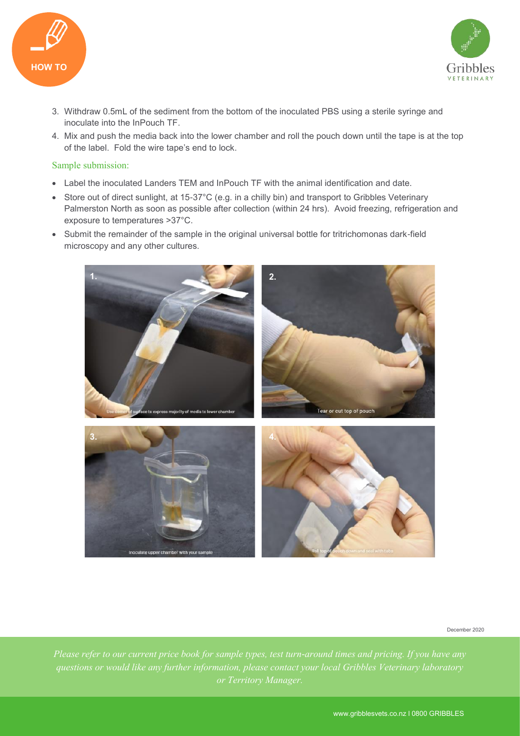3. Withdraw 0.5mL of the sediment from the bottom of the inoculated PBS using a sterile syringe and inoculate into the InPouch TF.
4. Mix and push the media back into the lower chamber and roll the pouch down until the tape is at the top of the label. Fold the wire tape's end to lock.

## Sample submission:

- Label the inoculated Landers TEM and InPouch TF with the animal identification and date.
- Store out of direct sunlight, at 15-37°C (e.g. in a chilly bin) and transport to Gribbles Veterinary Palmerston North as soon as possible after collection (within 24 hrs). Avoid freezing, refrigeration and exposure to temperatures >37°C.
- Submit the remainder of the sample in the original universal bottle for tritrichomonas dark-field microscopy and any other cultures.

1. Use corner of surface to express majority of media to lower chamber

2. Tear or cut top of pouch

3. Inoculate upper chamber with your sample

4. Roll top of pouch down and seal with tabs

December 2020

*Please refer to our current price book for sample types, test turn-around times and pricing. If you have any questions or would like any further information, please contact your local Gribbles Veterinary laboratory or Territory Manager.*

www.gribblesvets.co.nz | 0800 GRIBBLES